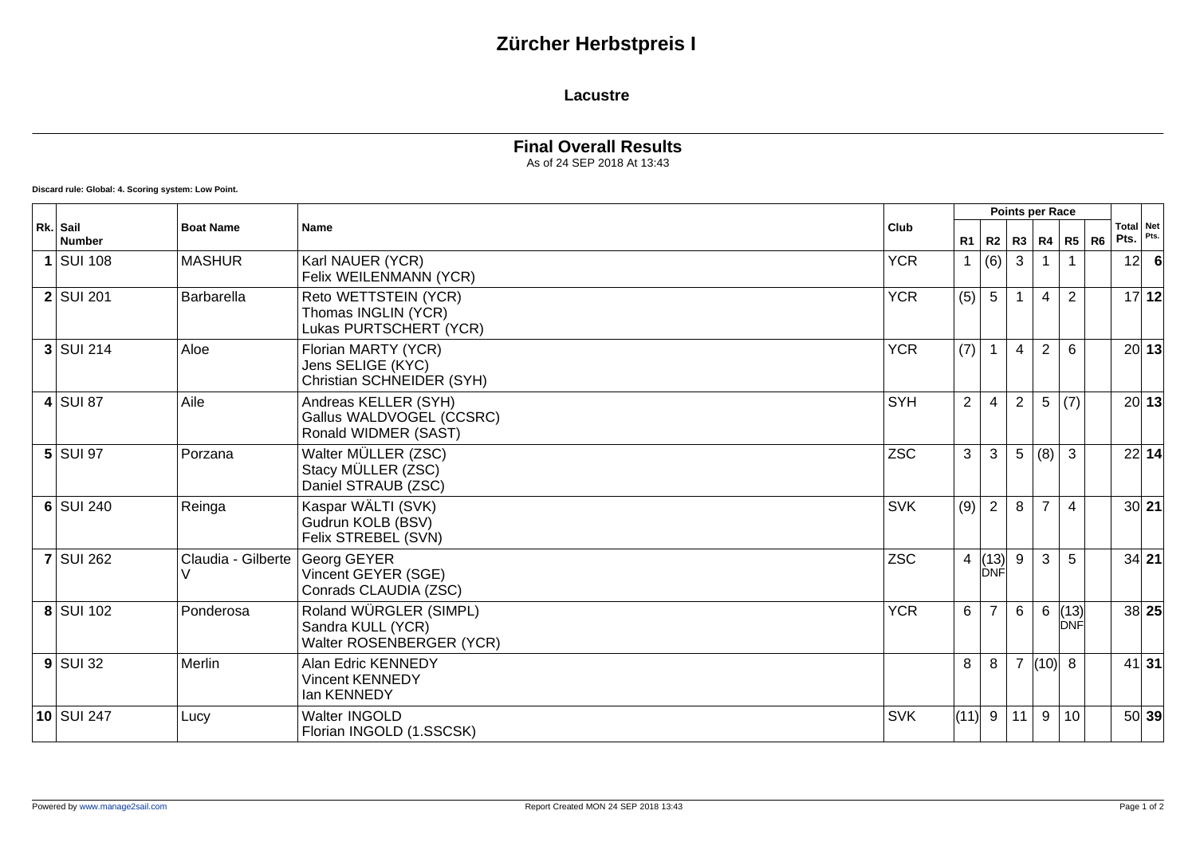# Zürcher Herbstpreis I

## Lacustre

### Final Overall Results

As of 24 SEP 2018 At 13:43

**Discard rule: Global: 4. Scoring system: Low Point.**

| Rk. | Sail Number | Boat Name | Name | Club | Points per Race | | | | | | Total Pts. | Net Pts. |
|---|---|---|---|---|---|---|---|---|---|---|---|---|
| | | | | | R1 | R2 | R3 | R4 | R5 | R6 | | |
| **1** | SUI 108 | MASHUR | Karl NAUER (YCR)<br>Felix WEILENMANN (YCR) | YCR | 1 | (6) | 3 | 1 | 1 | | 12 | **6** |
| **2** | SUI 201 | Barbarella | Reto WETTSTEIN (YCR)<br>Thomas INGLIN (YCR)<br>Lukas PURTSCHERT (YCR) | YCR | (5) | 5 | 1 | 4 | 2 | | 17 | **12** |
| **3** | SUI 214 | Aloe | Florian MARTY (YCR)<br>Jens SELIGE (KYC)<br>Christian SCHNEIDER (SYH) | YCR | (7) | 1 | 4 | 2 | 6 | | 20 | **13** |
| **4** | SUI 87 | Aile | Andreas KELLER (SYH)<br>Gallus WALDVOGEL (CCSRC)<br>Ronald WIDMER (SAST) | SYH | 2 | 4 | 2 | 5 | (7) | | 20 | **13** |
| **5** | SUI 97 | Porzana | Walter MÜLLER (ZSC)<br>Stacy MÜLLER (ZSC)<br>Daniel STRAUB (ZSC) | ZSC | 3 | 3 | 5 | (8) | 3 | | 22 | **14** |
| **6** | SUI 240 | Reinga | Kaspar WÄLTI (SVK)<br>Gudrun KOLB (BSV)<br>Felix STREBEL (SVN) | SVK | (9) | 2 | 8 | 7 | 4 | | 30 | **21** |
| **7** | SUI 262 | Claudia - Gilberte V | Georg GEYER<br>Vincent GEYER (SGE)<br>Conrads CLAUDIA (ZSC) | ZSC | 4 | (13) DNF | 9 | 3 | 5 | | 34 | **21** |
| **8** | SUI 102 | Ponderosa | Roland WÜRGLER (SIMPL)<br>Sandra KULL (YCR)<br>Walter ROSENBERGER (YCR) | YCR | 6 | 7 | 6 | 6 | (13) DNF | | 38 | **25** |
| **9** | SUI 32 | Merlin | Alan Edric KENNEDY<br>Vincent KENNEDY<br>Ian KENNEDY | | 8 | 8 | 7 | (10) | 8 | | 41 | **31** |
| **10** | SUI 247 | Lucy | Walter INGOLD<br>Florian INGOLD (1.SSCSK) | SVK | (11) | 9 | 11 | 9 | 10 | | 50 | **39** |

Powered by www.manage2sail.com

Report Created MON 24 SEP 2018 13:43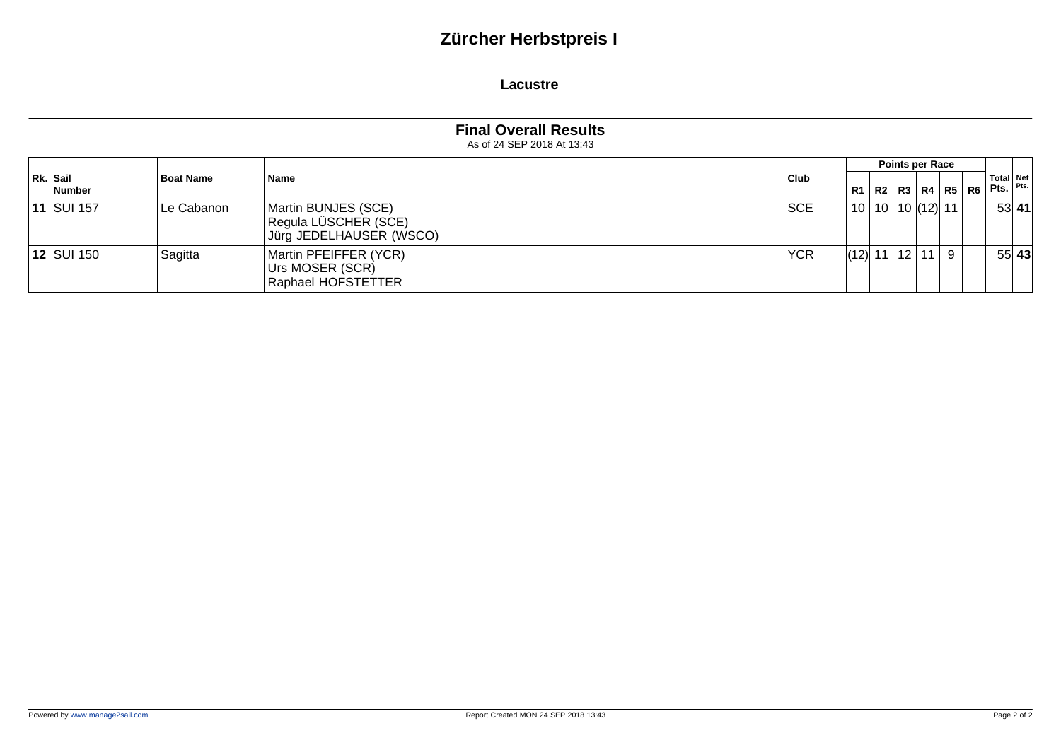# Zürcher Herbstpreis I

## Lacustre

### Final Overall Results

As of 24 SEP 2018 At 13:43

| Rk. | Sail Number | Boat Name | Name | Club | Points per Race | | | | | | Total Pts. | Net Pts. |
|---|---|---|---|---|---|---|---|---|---|---|---|---|
| | | | | | R1 | R2 | R3 | R4 | R5 | R6 | | |
| **11** | SUI 157 | Le Cabanon | Martin BUNJES (SCE)<br>Regula LÜSCHER (SCE)<br>Jürg JEDELHAUSER (WSCO) | SCE | 10 | 10 | 10 | (12) | 11 | | 53 | **41** |
| **12** | SUI 150 | Sagitta | Martin PFEIFFER (YCR)<br>Urs MOSER (SCR)<br>Raphael HOFSTETTER | YCR | (12) | 11 | 12 | 11 | 9 | | 55 | **43** |

Powered by www.manage2sail.com

Report Created MON 24 SEP 2018 13:43